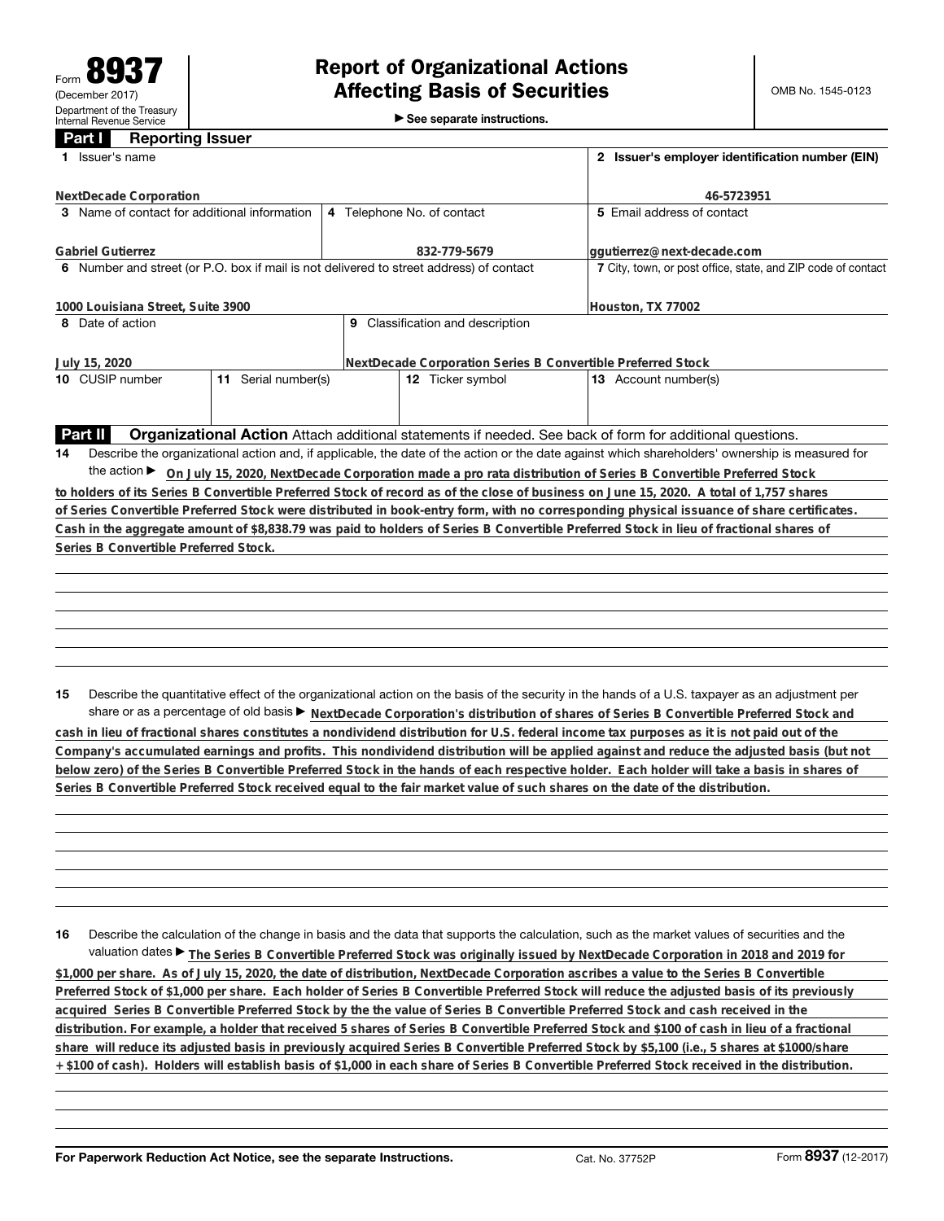Form **8937**
(December 2017)
Department of the Treasury
Internal Revenue Service

# Report of Organizational Actions Affecting Basis of Securities

▶ See separate instructions.

OMB No. 1545-0123

## Part I Reporting Issuer

| | |
|---|---|
| **1** Issuer's name<br>**NextDecade Corporation** | **2** Issuer's employer identification number (EIN)<br>**46-5723951** |

| | | |
|---|---|---|
| **3** Name of contact for additional information<br>**Gabriel Gutierrez** | **4** Telephone No. of contact<br>**832-779-5679** | **5** Email address of contact<br>**ggutierrez@next-decade.com** |

| | |
|---|---|
| **6** Number and street (or P.O. box if mail is not delivered to street address) of contact<br>**1000 Louisiana Street, Suite 3900** | **7** City, town, or post office, state, and ZIP code of contact<br>**Houston, TX 77002** |

| | |
|---|---|
| **8** Date of action<br>**July 15, 2020** | **9** Classification and description<br>**NextDecade Corporation Series B Convertible Preferred Stock** |

| | | | |
|---|---|---|---|
| **10** CUSIP number | **11** Serial number(s) | **12** Ticker symbol | **13** Account number(s) |

## Part II Organizational Action

Attach additional statements if needed. See back of form for additional questions.

**14** Describe the organizational action and, if applicable, the date of the action or the date against which shareholders' ownership is measured for the action ▶ **On July 15, 2020, NextDecade Corporation made a pro rata distribution of Series B Convertible Preferred Stock to holders of its Series B Convertible Preferred Stock of record as of the close of business on June 15, 2020. A total of 1,757 shares of Series Convertible Preferred Stock were distributed in book-entry form, with no corresponding physical issuance of share certificates. Cash in the aggregate amount of $8,838.79 was paid to holders of Series B Convertible Preferred Stock in lieu of fractional shares of Series B Convertible Preferred Stock.**

**15** Describe the quantitative effect of the organizational action on the basis of the security in the hands of a U.S. taxpayer as an adjustment per share or as a percentage of old basis ▶ **NextDecade Corporation's distribution of shares of Series B Convertible Preferred Stock and cash in lieu of fractional shares constitutes a nondividend distribution for U.S. federal income tax purposes as it is not paid out of the Company's accumulated earnings and profits. This nondividend distribution will be applied against and reduce the adjusted basis (but not below zero) of the Series B Convertible Preferred Stock in the hands of each respective holder. Each holder will take a basis in shares of Series B Convertible Preferred Stock received equal to the fair market value of such shares on the date of the distribution.**

**16** Describe the calculation of the change in basis and the data that supports the calculation, such as the market values of securities and the valuation dates ▶ **The Series B Convertible Preferred Stock was originally issued by NextDecade Corporation in 2018 and 2019 for $1,000 per share. As of July 15, 2020, the date of distribution, NextDecade Corporation ascribes a value to the Series B Convertible Preferred Stock of $1,000 per share. Each holder of Series B Convertible Preferred Stock will reduce the adjusted basis of its previously acquired Series B Convertible Preferred Stock by the the value of Series B Convertible Preferred Stock and cash received in the distribution. For example, a holder that received 5 shares of Series B Convertible Preferred Stock and $100 of cash in lieu of a fractional share will reduce its adjusted basis in previously acquired Series B Convertible Preferred Stock by $5,100 (i.e., 5 shares at $1000/share + $100 of cash). Holders will establish basis of $1,000 in each share of Series B Convertible Preferred Stock received in the distribution.**

For Paperwork Reduction Act Notice, see the separate Instructions. Cat. No. 37752P Form **8937** (12-2017)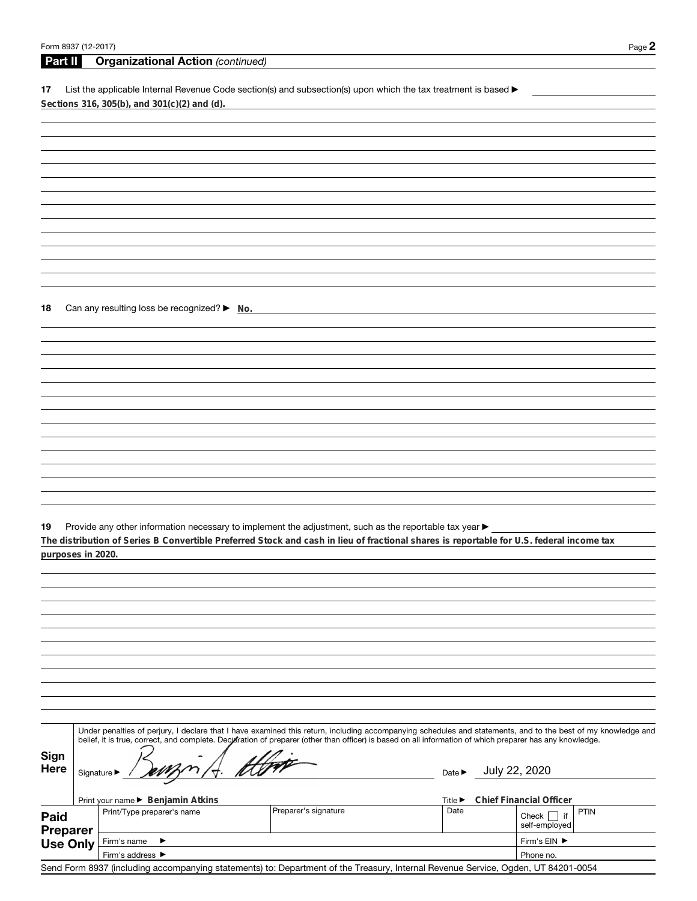## Part II Organizational Action *(continued)*

**17** List the applicable Internal Revenue Code section(s) and subsection(s) upon which the tax treatment is based ▶

**Sections 316, 305(b), and 301(c)(2) and (d).**

**18** Can any resulting loss be recognized? ▶ **No.**

**19** Provide any other information necessary to implement the adjustment, such as the reportable tax year ▶

**The distribution of Series B Convertible Preferred Stock and cash in lieu of fractional shares is reportable for U.S. federal income tax purposes in 2020.**

**Sign Here**

Under penalties of perjury, I declare that I have examined this return, including accompanying schedules and statements, and to the best of my knowledge and belief, it is true, correct, and complete. Declaration of preparer (other than officer) is based on all information of which preparer has any knowledge.

Signature ▶ Benjamin A. Atkins   Date ▶ July 22, 2020

Print your name ▶ **Benjamin Atkins**   Title ▶ **Chief Financial Officer**

| **Paid Preparer Use Only** | | | | |
|---|---|---|---|---|
| Print/Type preparer's name | Preparer's signature | Date | Check ☐ if self-employed | PTIN |
| Firm's name ▶ | | | Firm's EIN ▶ | |
| Firm's address ▶ | | | Phone no. | |

Send Form 8937 (including accompanying statements) to: Department of the Treasury, Internal Revenue Service, Ogden, UT 84201-0054